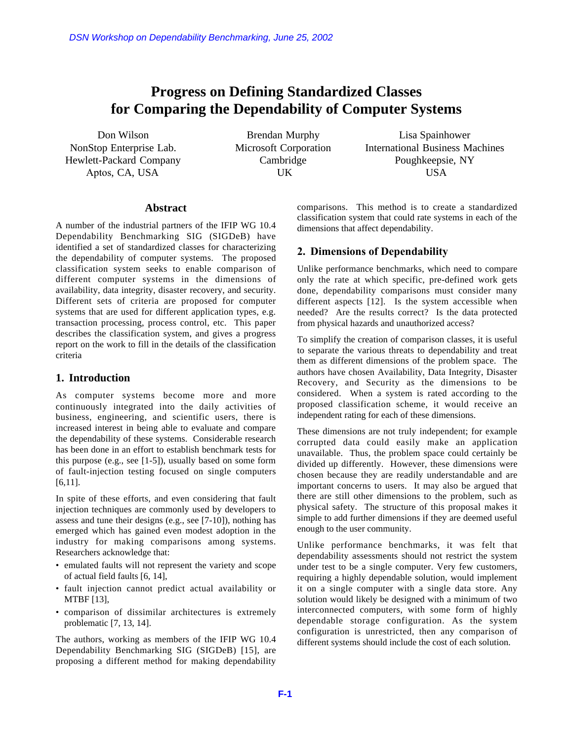# Progress on Defining Standardized Classes for Comparing the Dependability of Computer Systems

Don Wilson
NonStop Enterprise Lab.
Hewlett-Packard Company
Aptos, CA, USA

Brendan Murphy
Microsoft Corporation
Cambridge
UK

Lisa Spainhower
International Business Machines
Poughkeepsie, NY
USA

## Abstract

A number of the industrial partners of the IFIP WG 10.4 Dependability Benchmarking SIG (SIGDeB) have identified a set of standardized classes for characterizing the dependability of computer systems. The proposed classification system seeks to enable comparison of different computer systems in the dimensions of availability, data integrity, disaster recovery, and security. Different sets of criteria are proposed for computer systems that are used for different application types, e.g. transaction processing, process control, etc. This paper describes the classification system, and gives a progress report on the work to fill in the details of the classification criteria

## 1. Introduction

As computer systems become more and more continuously integrated into the daily activities of business, engineering, and scientific users, there is increased interest in being able to evaluate and compare the dependability of these systems. Considerable research has been done in an effort to establish benchmark tests for this purpose (e.g., see [1-5]), usually based on some form of fault-injection testing focused on single computers [6,11].

In spite of these efforts, and even considering that fault injection techniques are commonly used by developers to assess and tune their designs (e.g., see [7-10]), nothing has emerged which has gained even modest adoption in the industry for making comparisons among systems. Researchers acknowledge that:

- emulated faults will not represent the variety and scope of actual field faults [6, 14],
- fault injection cannot predict actual availability or MTBF [13],
- comparison of dissimilar architectures is extremely problematic [7, 13, 14].

The authors, working as members of the IFIP WG 10.4 Dependability Benchmarking SIG (SIGDeB) [15], are proposing a different method for making dependability comparisons. This method is to create a standardized classification system that could rate systems in each of the dimensions that affect dependability.

## 2. Dimensions of Dependability

Unlike performance benchmarks, which need to compare only the rate at which specific, pre-defined work gets done, dependability comparisons must consider many different aspects [12]. Is the system accessible when needed? Are the results correct? Is the data protected from physical hazards and unauthorized access?

To simplify the creation of comparison classes, it is useful to separate the various threats to dependability and treat them as different dimensions of the problem space. The authors have chosen Availability, Data Integrity, Disaster Recovery, and Security as the dimensions to be considered. When a system is rated according to the proposed classification scheme, it would receive an independent rating for each of these dimensions.

These dimensions are not truly independent; for example corrupted data could easily make an application unavailable. Thus, the problem space could certainly be divided up differently. However, these dimensions were chosen because they are readily understandable and are important concerns to users. It may also be argued that there are still other dimensions to the problem, such as physical safety. The structure of this proposal makes it simple to add further dimensions if they are deemed useful enough to the user community.

Unlike performance benchmarks, it was felt that dependability assessments should not restrict the system under test to be a single computer. Very few customers, requiring a highly dependable solution, would implement it on a single computer with a single data store. Any solution would likely be designed with a minimum of two interconnected computers, with some form of highly dependable storage configuration. As the system configuration is unrestricted, then any comparison of different systems should include the cost of each solution.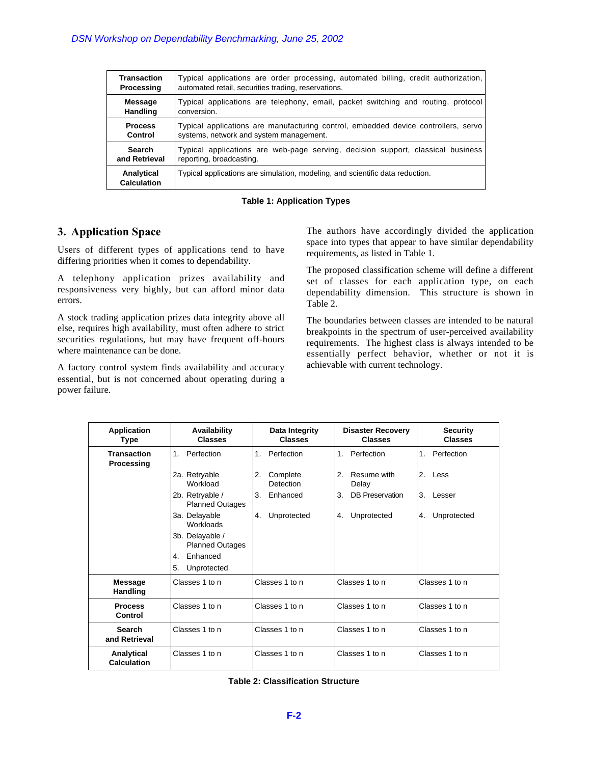| | |
|---|---|
| **Transaction Processing** | Typical applications are order processing, automated billing, credit authorization, automated retail, securities trading, reservations. |
| **Message Handling** | Typical applications are telephony, email, packet switching and routing, protocol conversion. |
| **Process Control** | Typical applications are manufacturing control, embedded device controllers, servo systems, network and system management. |
| **Search and Retrieval** | Typical applications are web-page serving, decision support, classical business reporting, broadcasting. |
| **Analytical Calculation** | Typical applications are simulation, modeling, and scientific data reduction. |

**Table 1: Application Types**

## 3. Application Space

Users of different types of applications tend to have differing priorities when it comes to dependability.

A telephony application prizes availability and responsiveness very highly, but can afford minor data errors.

A stock trading application prizes data integrity above all else, requires high availability, must often adhere to strict securities regulations, but may have frequent off-hours where maintenance can be done.

A factory control system finds availability and accuracy essential, but is not concerned about operating during a power failure.

The authors have accordingly divided the application space into types that appear to have similar dependability requirements, as listed in Table 1.

The proposed classification scheme will define a different set of classes for each application type, on each dependability dimension. This structure is shown in Table 2.

The boundaries between classes are intended to be natural breakpoints in the spectrum of user-perceived availability requirements. The highest class is always intended to be essentially perfect behavior, whether or not it is achievable with current technology.

| Application Type | Availability Classes | Data Integrity Classes | Disaster Recovery Classes | Security Classes |
|---|---|---|---|---|
| **Transaction Processing** | 1. Perfection<br>2a. Retryable Workload<br>2b. Retryable / Planned Outages<br>3a. Delayable Workloads<br>3b. Delayable / Planned Outages<br>4. Enhanced<br>5. Unprotected | 1. Perfection<br>2. Complete Detection<br>3. Enhanced<br>4. Unprotected | 1. Perfection<br>2. Resume with Delay<br>3. DB Preservation<br>4. Unprotected | 1. Perfection<br>2. Less<br>3. Lesser<br>4. Unprotected |
| **Message Handling** | Classes 1 to n | Classes 1 to n | Classes 1 to n | Classes 1 to n |
| **Process Control** | Classes 1 to n | Classes 1 to n | Classes 1 to n | Classes 1 to n |
| **Search and Retrieval** | Classes 1 to n | Classes 1 to n | Classes 1 to n | Classes 1 to n |
| **Analytical Calculation** | Classes 1 to n | Classes 1 to n | Classes 1 to n | Classes 1 to n |

**Table 2: Classification Structure**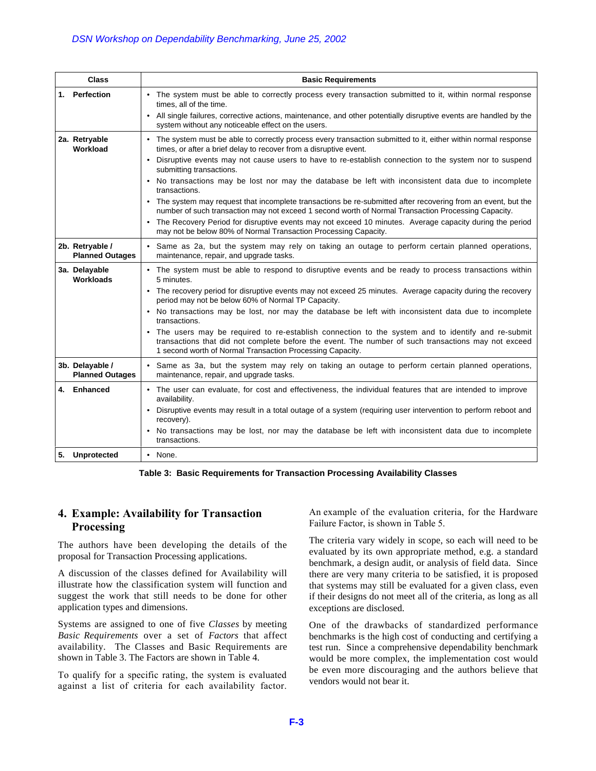| Class | Basic Requirements |
|---|---|
| **1. Perfection** | • The system must be able to correctly process every transaction submitted to it, within normal response times, all of the time.<br>• All single failures, corrective actions, maintenance, and other potentially disruptive events are handled by the system without any noticeable effect on the users. |
| **2a. Retryable Workload** | • The system must be able to correctly process every transaction submitted to it, either within normal response times, or after a brief delay to recover from a disruptive event.<br>• Disruptive events may not cause users to have to re-establish connection to the system nor to suspend submitting transactions.<br>• No transactions may be lost nor may the database be left with inconsistent data due to incomplete transactions.<br>• The system may request that incomplete transactions be re-submitted after recovering from an event, but the number of such transaction may not exceed 1 second worth of Normal Transaction Processing Capacity.<br>• The Recovery Period for disruptive events may not exceed 10 minutes. Average capacity during the period may not be below 80% of Normal Transaction Processing Capacity. |
| **2b. Retryable / Planned Outages** | • Same as 2a, but the system may rely on taking an outage to perform certain planned operations, maintenance, repair, and upgrade tasks. |
| **3a. Delayable Workloads** | • The system must be able to respond to disruptive events and be ready to process transactions within 5 minutes.<br>• The recovery period for disruptive events may not exceed 25 minutes. Average capacity during the recovery period may not be below 60% of Normal TP Capacity.<br>• No transactions may be lost, nor may the database be left with inconsistent data due to incomplete transactions.<br>• The users may be required to re-establish connection to the system and to identify and re-submit transactions that did not complete before the event. The number of such transactions may not exceed 1 second worth of Normal Transaction Processing Capacity. |
| **3b. Delayable / Planned Outages** | • Same as 3a, but the system may rely on taking an outage to perform certain planned operations, maintenance, repair, and upgrade tasks. |
| **4. Enhanced** | • The user can evaluate, for cost and effectiveness, the individual features that are intended to improve availability.<br>• Disruptive events may result in a total outage of a system (requiring user intervention to perform reboot and recovery).<br>• No transactions may be lost, nor may the database be left with inconsistent data due to incomplete transactions. |
| **5. Unprotected** | • None. |

**Table 3: Basic Requirements for Transaction Processing Availability Classes**

## 4. Example: Availability for Transaction Processing

The authors have been developing the details of the proposal for Transaction Processing applications.

A discussion of the classes defined for Availability will illustrate how the classification system will function and suggest the work that still needs to be done for other application types and dimensions.

Systems are assigned to one of five *Classes* by meeting *Basic Requirements* over a set of *Factors* that affect availability. The Classes and Basic Requirements are shown in Table 3. The Factors are shown in Table 4.

To qualify for a specific rating, the system is evaluated against a list of criteria for each availability factor. An example of the evaluation criteria, for the Hardware Failure Factor, is shown in Table 5.

The criteria vary widely in scope, so each will need to be evaluated by its own appropriate method, e.g. a standard benchmark, a design audit, or analysis of field data. Since there are very many criteria to be satisfied, it is proposed that systems may still be evaluated for a given class, even if their designs do not meet all of the criteria, as long as all exceptions are disclosed.

One of the drawbacks of standardized performance benchmarks is the high cost of conducting and certifying a test run. Since a comprehensive dependability benchmark would be more complex, the implementation cost would be even more discouraging and the authors believe that vendors would not bear it.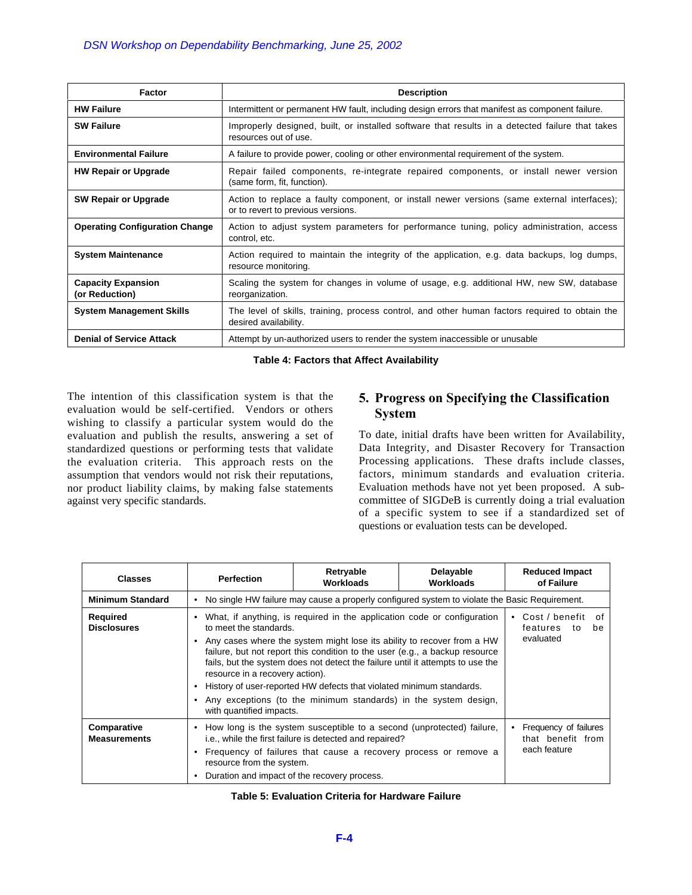| Factor | Description |
|---|---|
| **HW Failure** | Intermittent or permanent HW fault, including design errors that manifest as component failure. |
| **SW Failure** | Improperly designed, built, or installed software that results in a detected failure that takes resources out of use. |
| **Environmental Failure** | A failure to provide power, cooling or other environmental requirement of the system. |
| **HW Repair or Upgrade** | Repair failed components, re-integrate repaired components, or install newer version (same form, fit, function). |
| **SW Repair or Upgrade** | Action to replace a faulty component, or install newer versions (same external interfaces); or to revert to previous versions. |
| **Operating Configuration Change** | Action to adjust system parameters for performance tuning, policy administration, access control, etc. |
| **System Maintenance** | Action required to maintain the integrity of the application, e.g. data backups, log dumps, resource monitoring. |
| **Capacity Expansion (or Reduction)** | Scaling the system for changes in volume of usage, e.g. additional HW, new SW, database reorganization. |
| **System Management Skills** | The level of skills, training, process control, and other human factors required to obtain the desired availability. |
| **Denial of Service Attack** | Attempt by un-authorized users to render the system inaccessible or unusable |

**Table 4: Factors that Affect Availability**

The intention of this classification system is that the evaluation would be self-certified. Vendors or others wishing to classify a particular system would do the evaluation and publish the results, answering a set of standardized questions or performing tests that validate the evaluation criteria. This approach rests on the assumption that vendors would not risk their reputations, nor product liability claims, by making false statements against very specific standards.

## 5. Progress on Specifying the Classification System

To date, initial drafts have been written for Availability, Data Integrity, and Disaster Recovery for Transaction Processing applications. These drafts include classes, factors, minimum standards and evaluation criteria. Evaluation methods have not yet been proposed. A sub-committee of SIGDeB is currently doing a trial evaluation of a specific system to see if a standardized set of questions or evaluation tests can be developed.

| Classes | Perfection | Retryable Workloads | Delayable Workloads | Reduced Impact of Failure |
|---|---|---|---|---|
| **Minimum Standard** | • No single HW failure may cause a properly configured system to violate the Basic Requirement. | | | |
| **Required Disclosures** | • What, if anything, is required in the application code or configuration to meet the standards.<br>• Any cases where the system might lose its ability to recover from a HW failure, but not report this condition to the user (e.g., a backup resource fails, but the system does not detect the failure until it attempts to use the resource in a recovery action).<br>• History of user-reported HW defects that violated minimum standards.<br>• Any exceptions (to the minimum standards) in the system design, with quantified impacts. | | | • Cost / benefit of features to be evaluated |
| **Comparative Measurements** | • How long is the system susceptible to a second (unprotected) failure, i.e., while the first failure is detected and repaired?<br>• Frequency of failures that cause a recovery process or remove a resource from the system.<br>• Duration and impact of the recovery process. | | | • Frequency of failures that benefit from each feature |

**Table 5: Evaluation Criteria for Hardware Failure**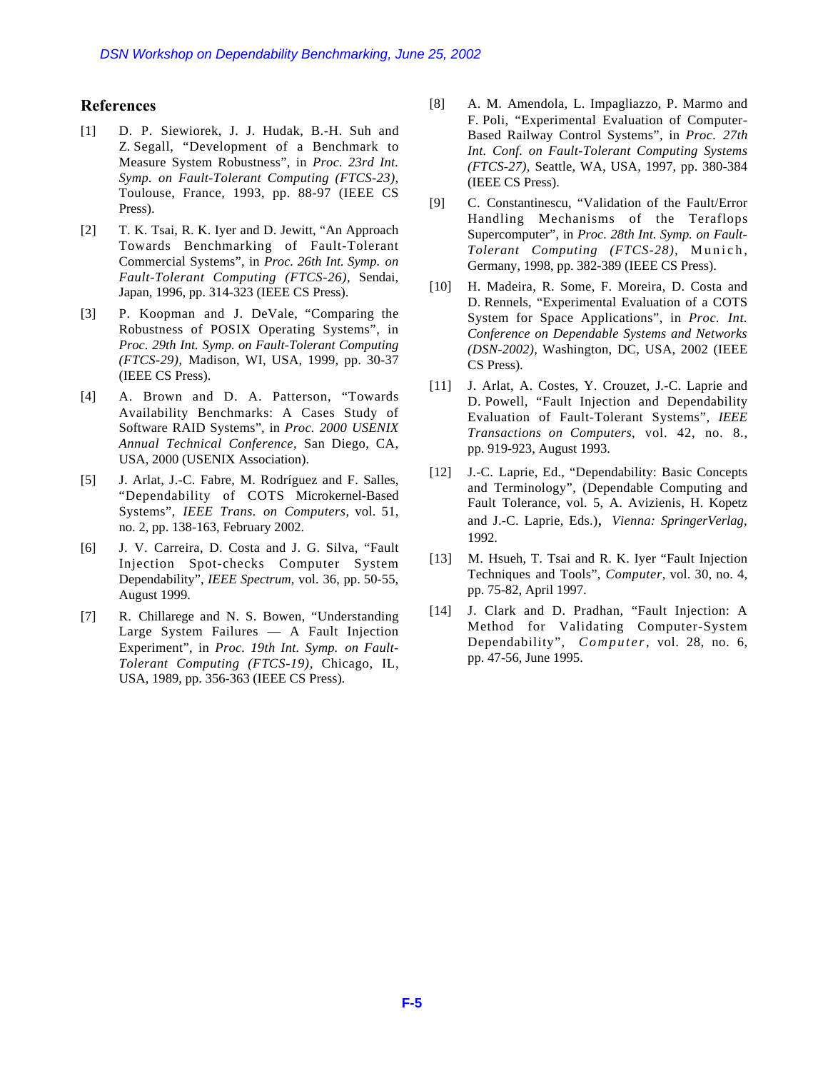## References

[1] D. P. Siewiorek, J. J. Hudak, B.-H. Suh and Z. Segall, "Development of a Benchmark to Measure System Robustness", in *Proc. 23rd Int. Symp. on Fault-Tolerant Computing (FTCS-23)*, Toulouse, France, 1993, pp. 88-97 (IEEE CS Press).

[2] T. K. Tsai, R. K. Iyer and D. Jewitt, "An Approach Towards Benchmarking of Fault-Tolerant Commercial Systems", in *Proc. 26th Int. Symp. on Fault-Tolerant Computing (FTCS-26)*, Sendai, Japan, 1996, pp. 314-323 (IEEE CS Press).

[3] P. Koopman and J. DeVale, "Comparing the Robustness of POSIX Operating Systems", in *Proc. 29th Int. Symp. on Fault-Tolerant Computing (FTCS-29)*, Madison, WI, USA, 1999, pp. 30-37 (IEEE CS Press).

[4] A. Brown and D. A. Patterson, "Towards Availability Benchmarks: A Cases Study of Software RAID Systems", in *Proc. 2000 USENIX Annual Technical Conference*, San Diego, CA, USA, 2000 (USENIX Association).

[5] J. Arlat, J.-C. Fabre, M. Rodríguez and F. Salles, "Dependability of COTS Microkernel-Based Systems", *IEEE Trans. on Computers*, vol. 51, no. 2, pp. 138-163, February 2002.

[6] J. V. Carreira, D. Costa and J. G. Silva, "Fault Injection Spot-checks Computer System Dependability", *IEEE Spectrum*, vol. 36, pp. 50-55, August 1999.

[7] R. Chillarege and N. S. Bowen, "Understanding Large System Failures — A Fault Injection Experiment", in *Proc. 19th Int. Symp. on Fault-Tolerant Computing (FTCS-19)*, Chicago, IL, USA, 1989, pp. 356-363 (IEEE CS Press).

[8] A. M. Amendola, L. Impagliazzo, P. Marmo and F. Poli, "Experimental Evaluation of Computer-Based Railway Control Systems", in *Proc. 27th Int. Conf. on Fault-Tolerant Computing Systems (FTCS-27)*, Seattle, WA, USA, 1997, pp. 380-384 (IEEE CS Press).

[9] C. Constantinescu, "Validation of the Fault/Error Handling Mechanisms of the Teraflops Supercomputer", in *Proc. 28th Int. Symp. on Fault-Tolerant Computing (FTCS-28)*, Munich, Germany, 1998, pp. 382-389 (IEEE CS Press).

[10] H. Madeira, R. Some, F. Moreira, D. Costa and D. Rennels, "Experimental Evaluation of a COTS System for Space Applications", in *Proc. Int. Conference on Dependable Systems and Networks (DSN-2002)*, Washington, DC, USA, 2002 (IEEE CS Press).

[11] J. Arlat, A. Costes, Y. Crouzet, J.-C. Laprie and D. Powell, "Fault Injection and Dependability Evaluation of Fault-Tolerant Systems", *IEEE Transactions on Computers*, vol. 42, no. 8., pp. 919-923, August 1993.

[12] J.-C. Laprie, Ed., "Dependability: Basic Concepts and Terminology", (Dependable Computing and Fault Tolerance, vol. 5, A. Avizienis, H. Kopetz and J.-C. Laprie, Eds.), *Vienna: SpringerVerlag*, 1992.

[13] M. Hsueh, T. Tsai and R. K. Iyer "Fault Injection Techniques and Tools", *Computer*, vol. 30, no. 4, pp. 75-82, April 1997.

[14] J. Clark and D. Pradhan, "Fault Injection: A Method for Validating Computer-System Dependability", *Computer*, vol. 28, no. 6, pp. 47-56, June 1995.